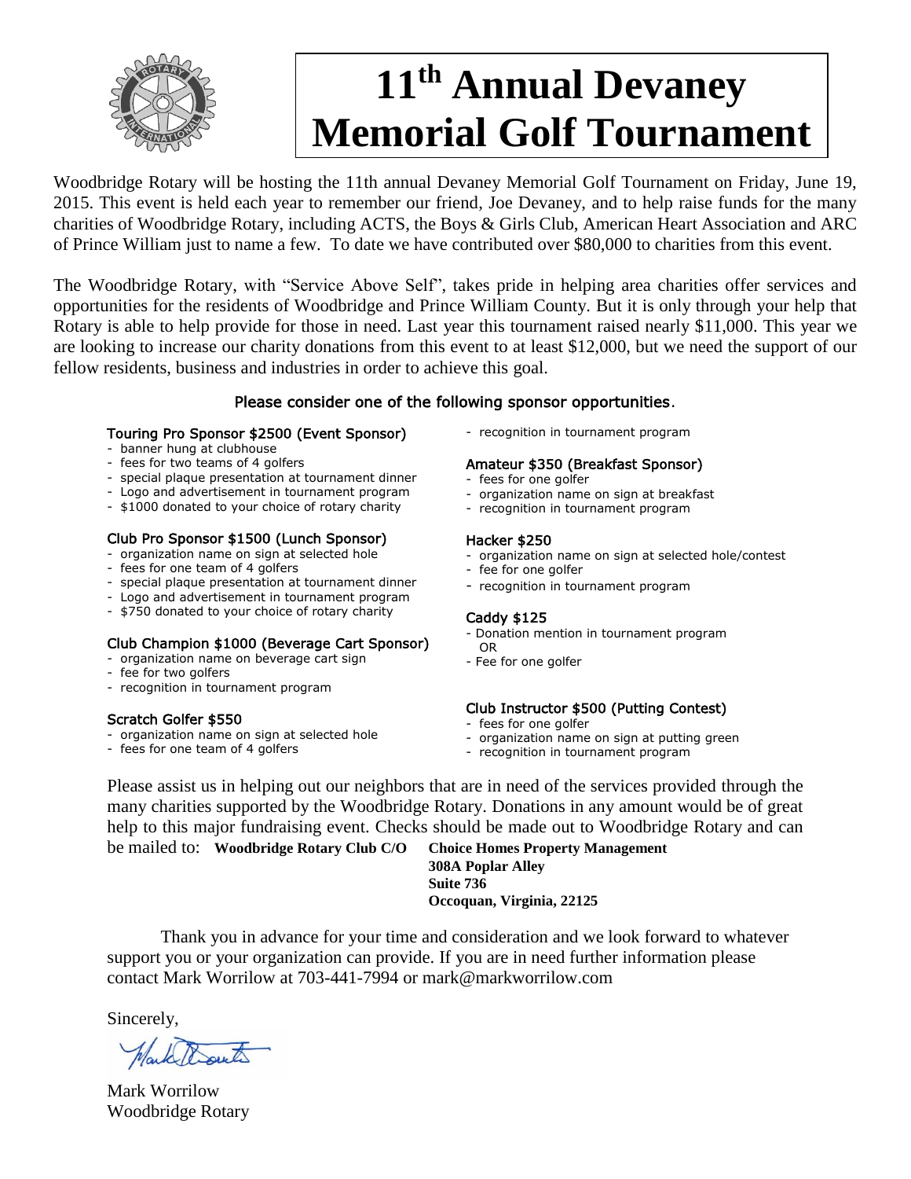# 11th Annual Devaney Memorial Golf Tournament

Woodbridge Rotary will be hosting the 11th annual Devaney Memorial Golf Tournament on Friday, June 19, 2015. This event is held each year to remember our friend, Joe Devaney, and to help raise funds for the many charities of Woodbridge Rotary, including ACTS, the Boys & Girls Club, American Heart Association and ARC of Prince William just to name a few. To date we have contributed over $80,000 to charities from this event.

The Woodbridge Rotary, with "Service Above Self", takes pride in helping area charities offer services and opportunities for the residents of Woodbridge and Prince William County. But it is only through your help that Rotary is able to help provide for those in need. Last year this tournament raised nearly $11,000. This year we are looking to increase our charity donations from this event to at least $12,000, but we need the support of our fellow residents, business and industries in order to achieve this goal.

**Please consider one of the following sponsor opportunities.**

**Touring Pro Sponsor $2500 (Event Sponsor)**
- banner hung at clubhouse
- fees for two teams of 4 golfers
- special plaque presentation at tournament dinner
- Logo and advertisement in tournament program
- $1000 donated to your choice of rotary charity

**Club Pro Sponsor $1500 (Lunch Sponsor)**
- organization name on sign at selected hole
- fees for one team of 4 golfers
- special plaque presentation at tournament dinner
- Logo and advertisement in tournament program
- $750 donated to your choice of rotary charity

**Club Champion $1000 (Beverage Cart Sponsor)**
- organization name on beverage cart sign
- fee for two golfers
- recognition in tournament program

**Scratch Golfer $550**
- organization name on sign at selected hole
- fees for one team of 4 golfers
- recognition in tournament program

**Amateur $350 (Breakfast Sponsor)**
- fees for one golfer
- organization name on sign at breakfast
- recognition in tournament program

**Hacker $250**
- organization name on sign at selected hole/contest
- fee for one golfer
- recognition in tournament program

**Caddy $125**
- Donation mention in tournament program
  OR
- Fee for one golfer

**Club Instructor $500 (Putting Contest)**
- fees for one golfer
- organization name on sign at putting green
- recognition in tournament program

Please assist us in helping out our neighbors that are in need of the services provided through the many charities supported by the Woodbridge Rotary. Donations in any amount would be of great help to this major fundraising event. Checks should be made out to Woodbridge Rotary and can be mailed to: **Woodbridge Rotary Club C/O Choice Homes Property Management**
**308A Poplar Alley**
**Suite 736**
**Occoquan, Virginia, 22125**

Thank you in advance for your time and consideration and we look forward to whatever support you or your organization can provide. If you are in need further information please contact Mark Worrilow at 703-441-7994 or mark@markworrilow.com

Sincerely,

Mark Worrilow
Woodbridge Rotary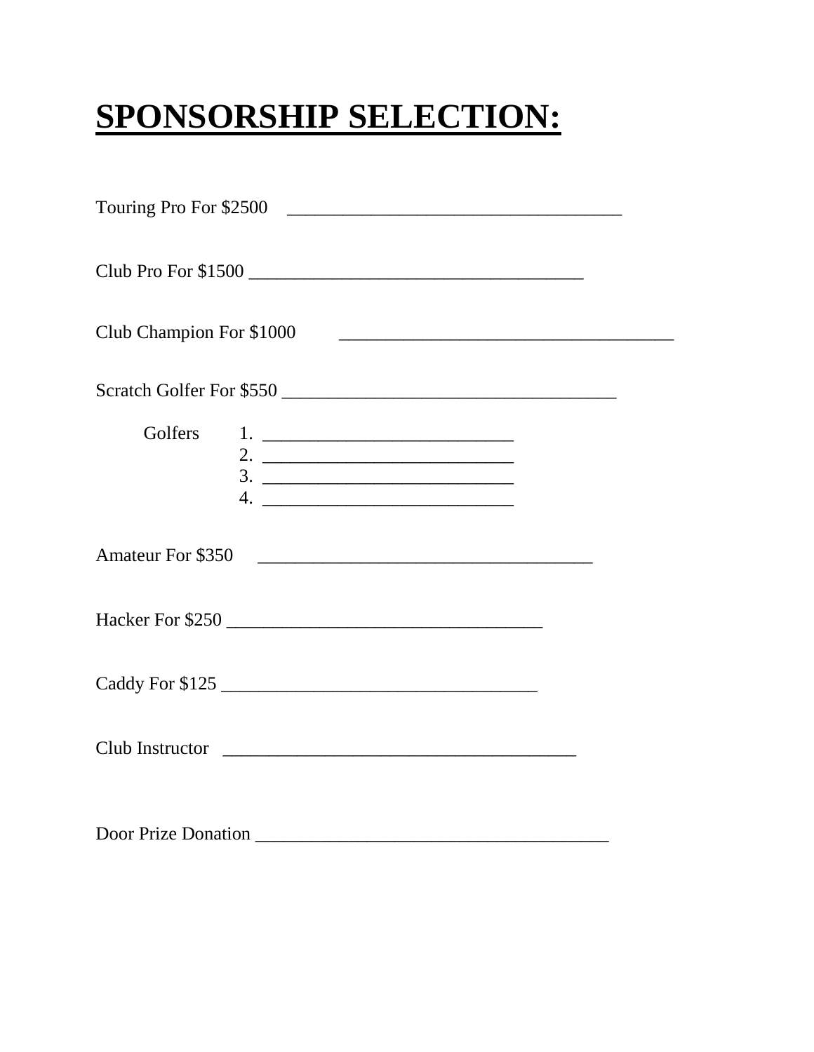# SPONSORSHIP SELECTION:

Touring Pro For $2500 ____________________________________

Club Pro For $1500 ____________________________________

Club Champion For $1000 ____________________________________

Scratch Golfer For $550 ____________________________________

Golfers
1. ____________________________
2. ____________________________
3. ____________________________
4. ____________________________

Amateur For $350 ____________________________________

Hacker For $250 ___________________________________

Caddy For $125 ___________________________________

Club Instructor ______________________________________

Door Prize Donation _______________________________________